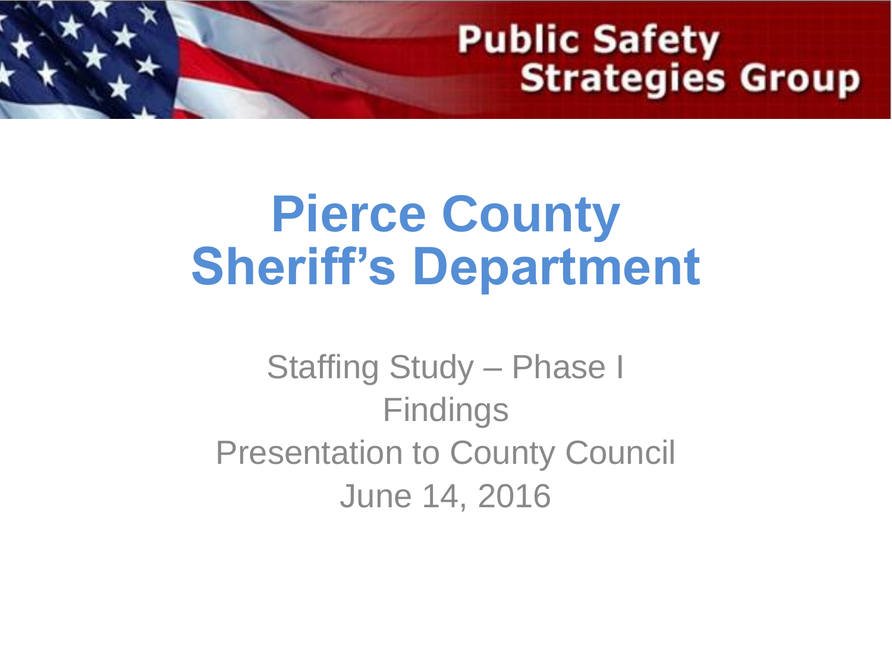Public Safety Strategies Group

# Pierce County Sheriff's Department

Staffing Study – Phase I
Findings
Presentation to County Council
June 14, 2016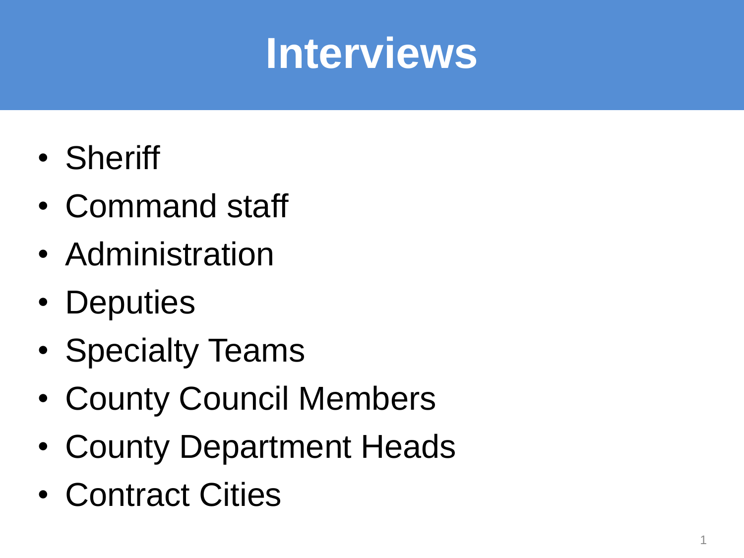# Interviews

- Sheriff
- Command staff
- Administration
- Deputies
- Specialty Teams
- County Council Members
- County Department Heads
- Contract Cities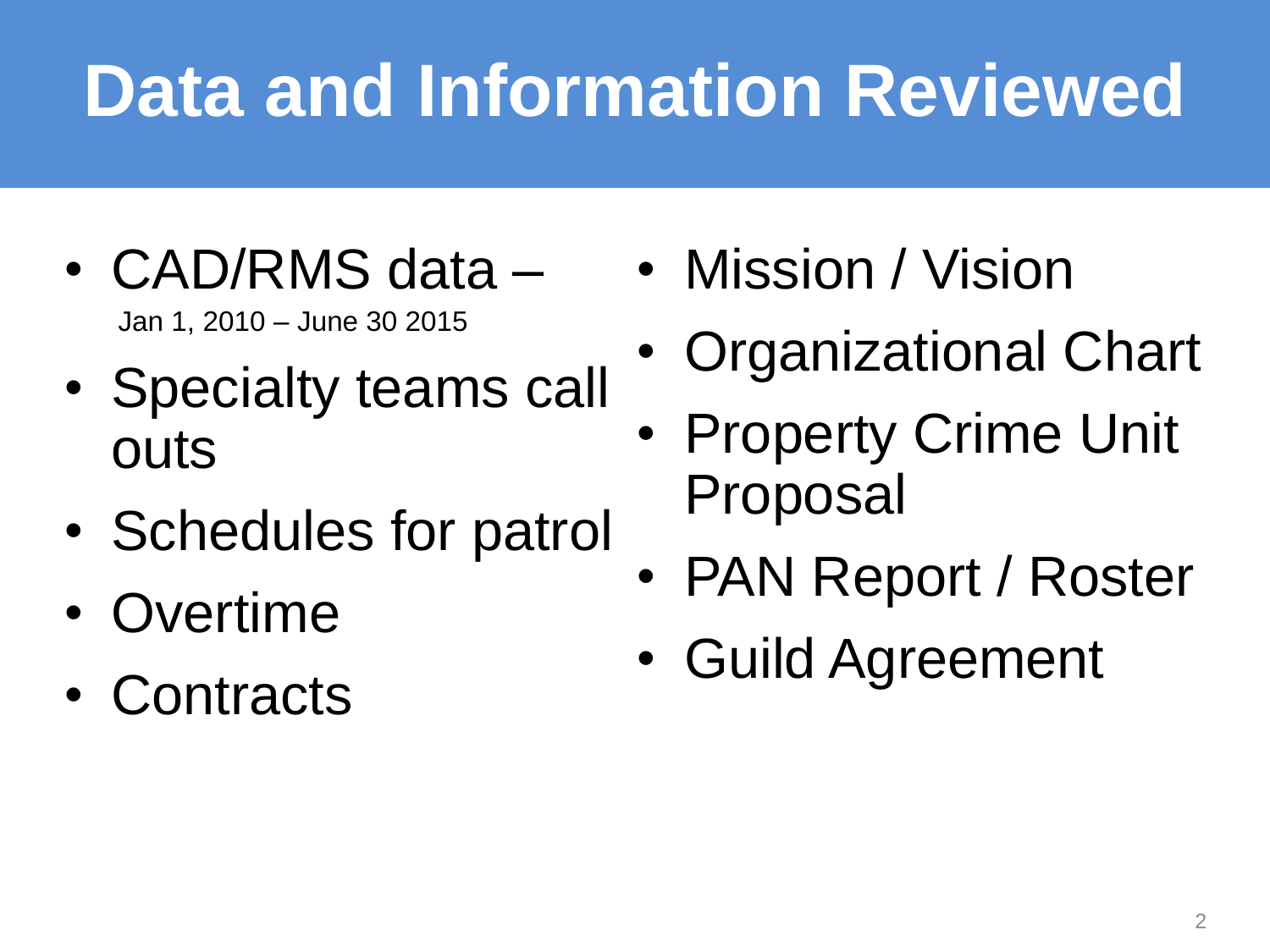# Data and Information Reviewed

- CAD/RMS data – Jan 1, 2010 – June 30 2015
- Specialty teams call outs
- Schedules for patrol
- Overtime
- Contracts
- Mission / Vision
- Organizational Chart
- Property Crime Unit Proposal
- PAN Report / Roster
- Guild Agreement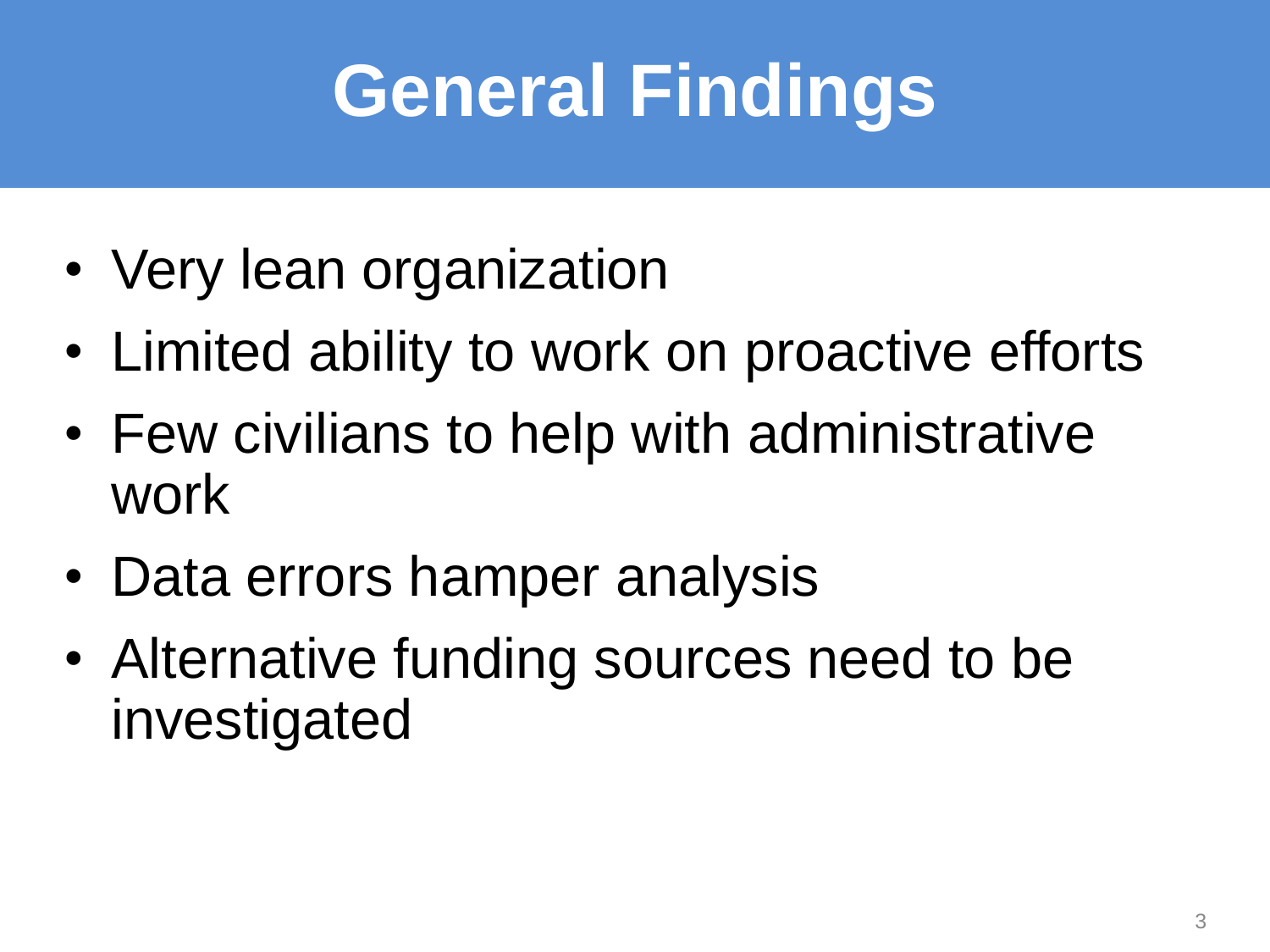# General Findings

- Very lean organization
- Limited ability to work on proactive efforts
- Few civilians to help with administrative work
- Data errors hamper analysis
- Alternative funding sources need to be investigated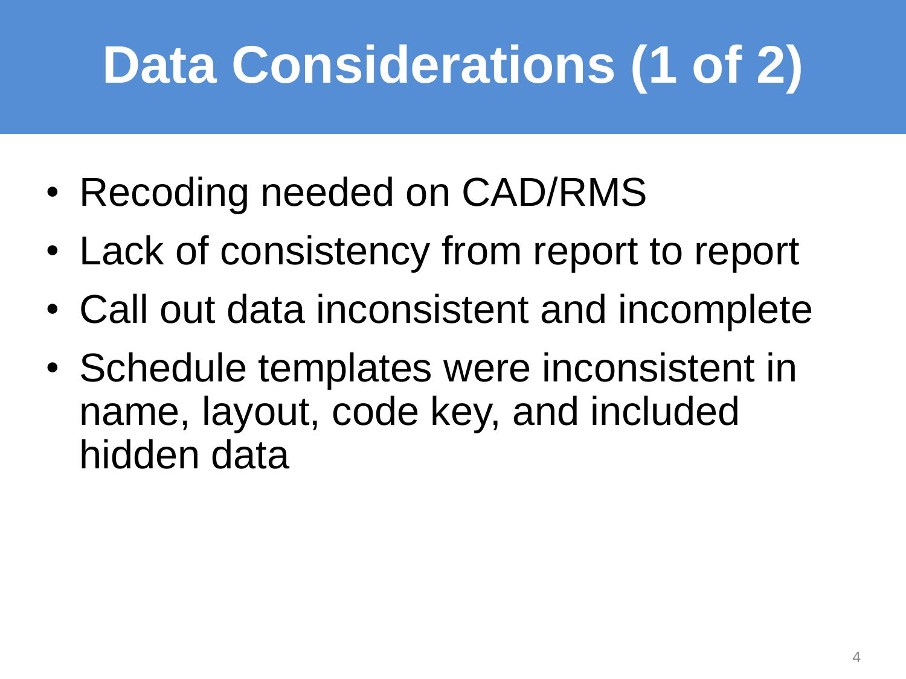# Data Considerations (1 of 2)

- Recoding needed on CAD/RMS
- Lack of consistency from report to report
- Call out data inconsistent and incomplete
- Schedule templates were inconsistent in name, layout, code key, and included hidden data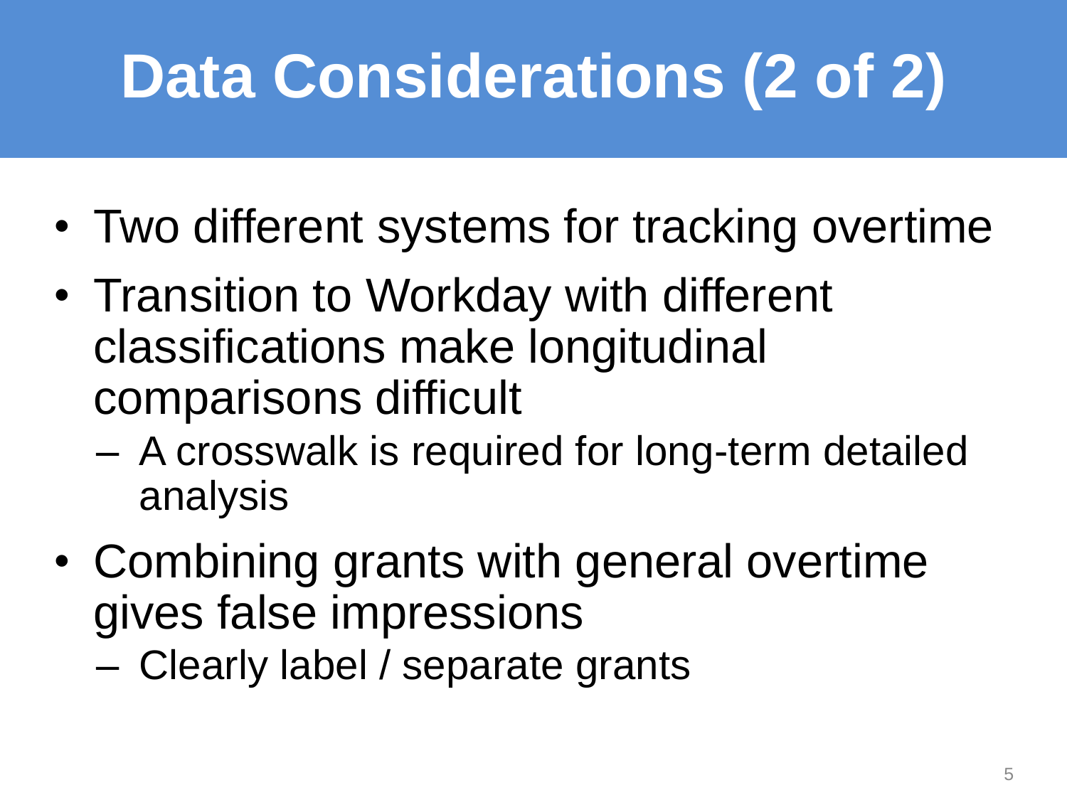# Data Considerations (2 of 2)

- Two different systems for tracking overtime
- Transition to Workday with different classifications make longitudinal comparisons difficult
  - A crosswalk is required for long-term detailed analysis
- Combining grants with general overtime gives false impressions
  - Clearly label / separate grants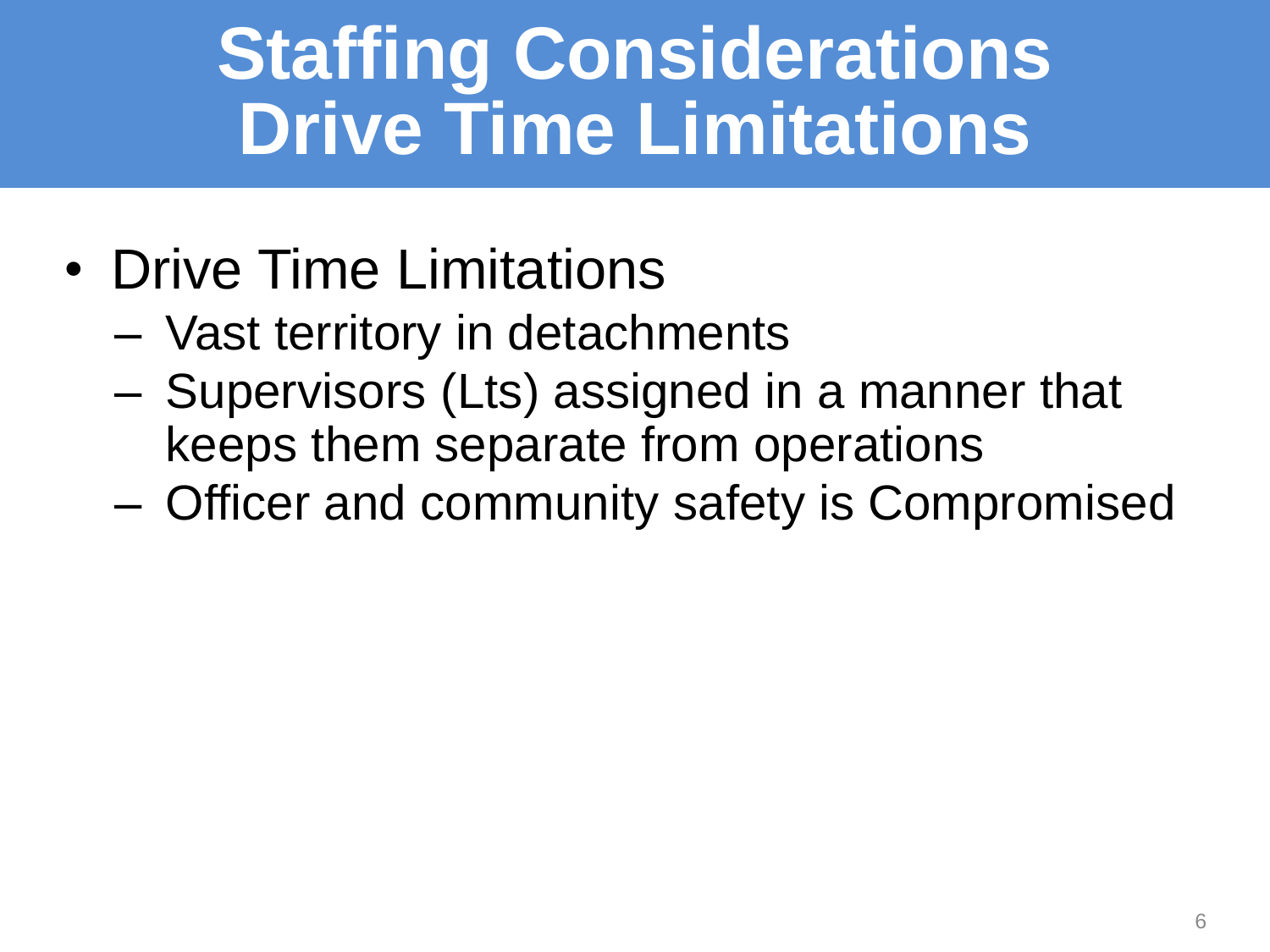# Staffing Considerations Drive Time Limitations

- Drive Time Limitations
  - Vast territory in detachments
  - Supervisors (Lts) assigned in a manner that keeps them separate from operations
  - Officer and community safety is Compromised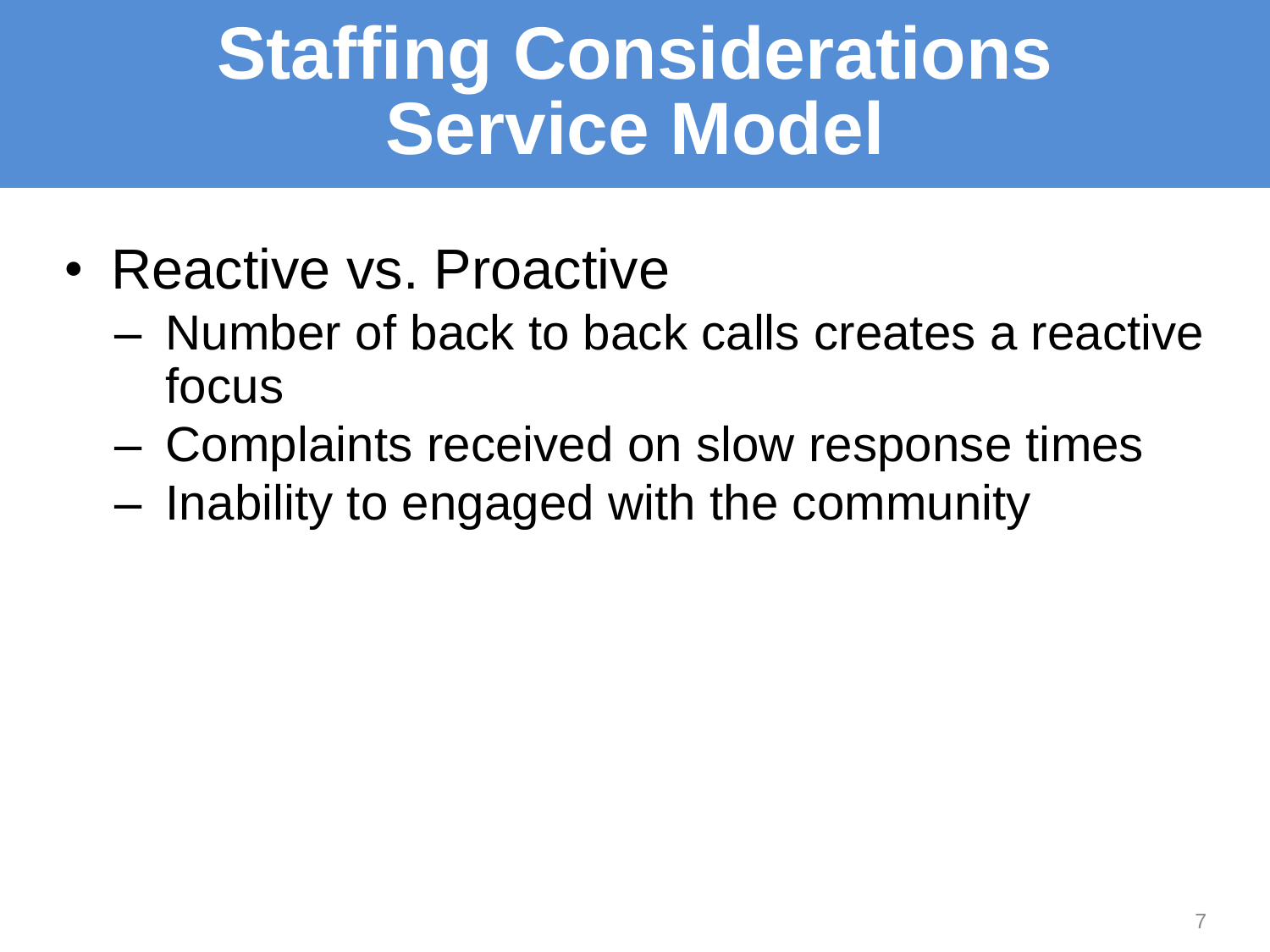# Staffing Considerations Service Model

- Reactive vs. Proactive
  - Number of back to back calls creates a reactive focus
  - Complaints received on slow response times
  - Inability to engaged with the community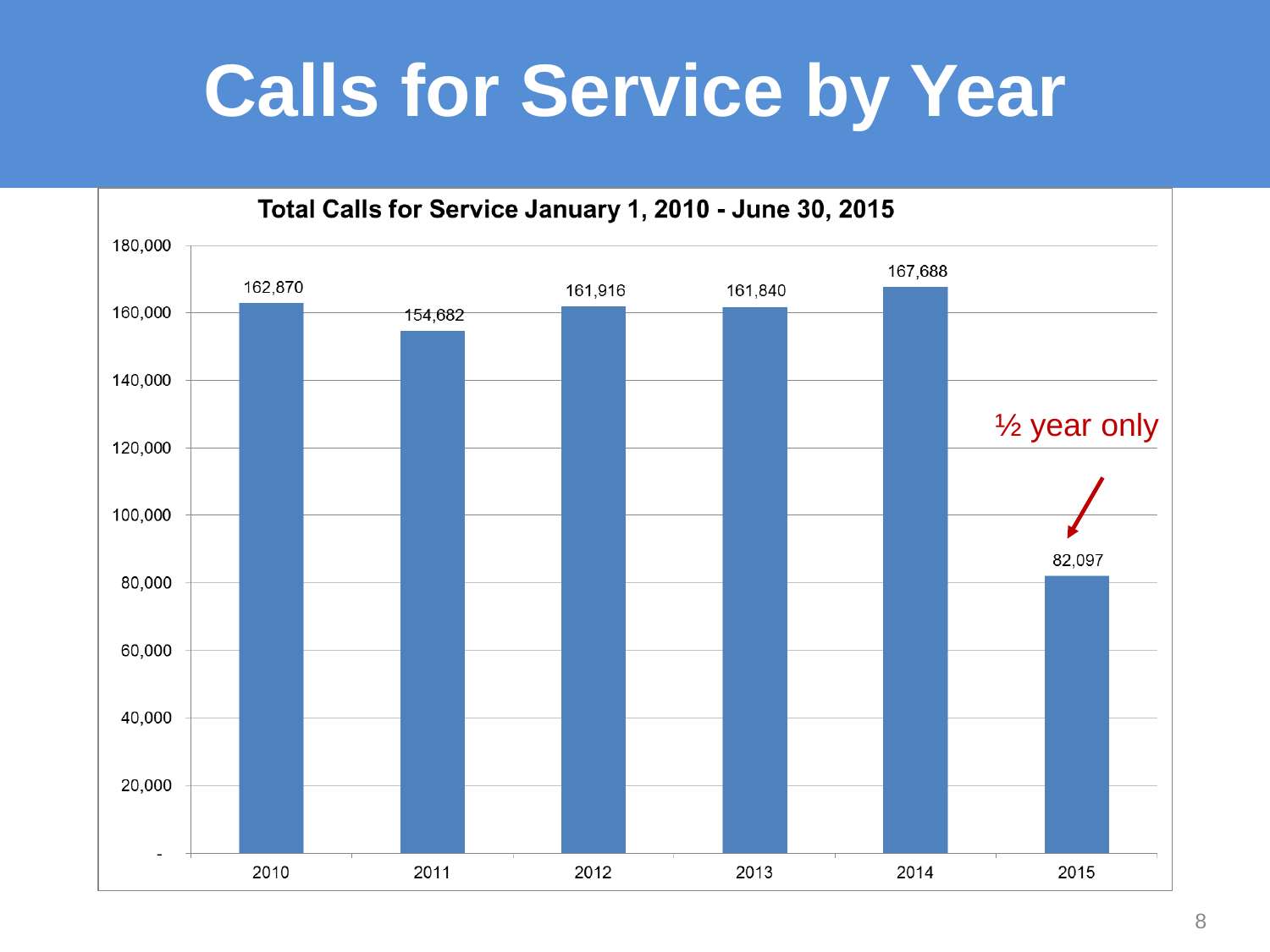# Calls for Service by Year

**Total Calls for Service January 1, 2010 - June 30, 2015**

| Year | Calls for Service |
|---|---|
| 2010 | 162,870 |
| 2011 | 154,682 |
| 2012 | 161,916 |
| 2013 | 161,840 |
| 2014 | 167,688 |
| 2015 | 82,097 |

½ year only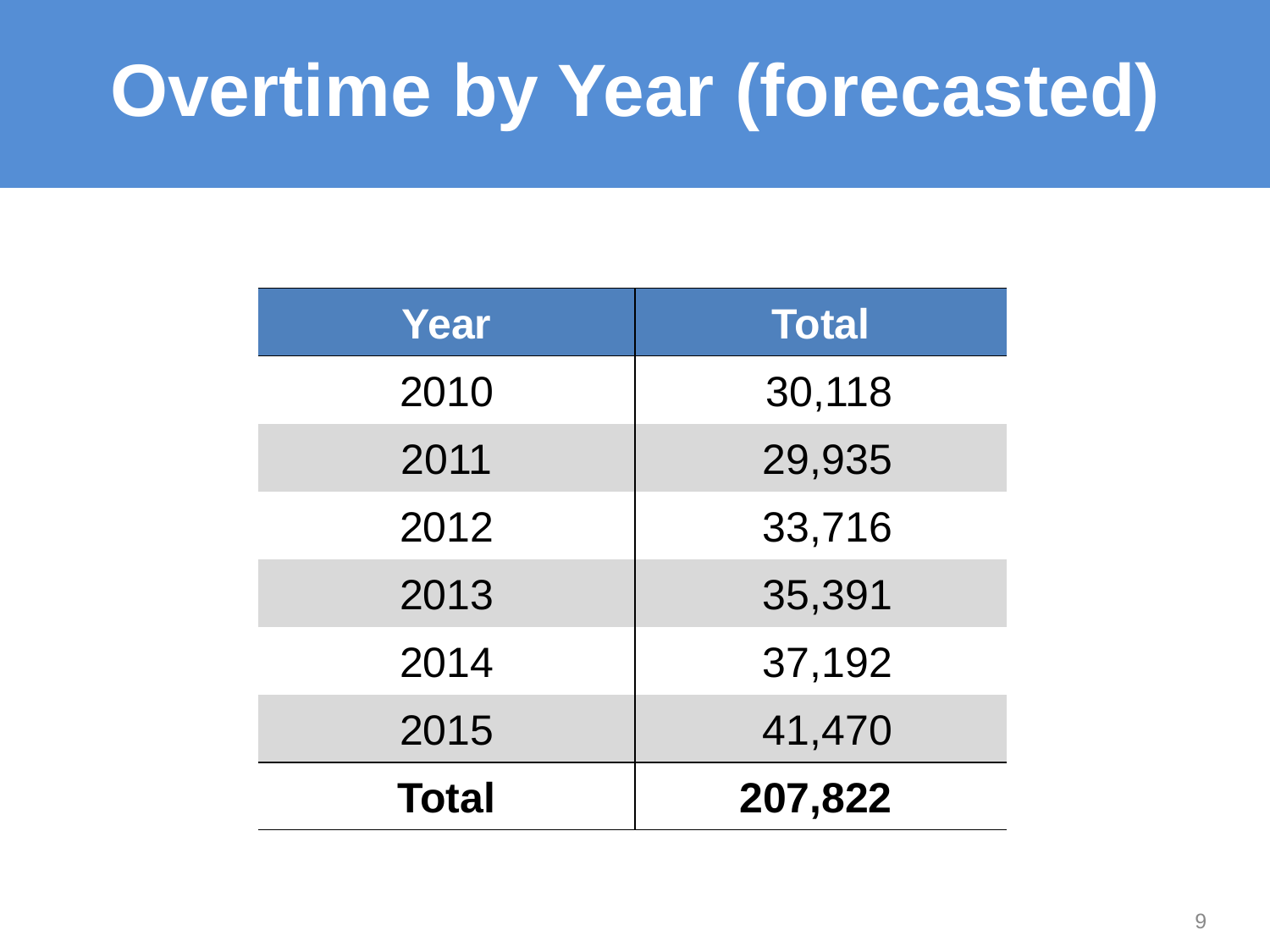# Overtime by Year (forecasted)

| Year | Total |
|---|---|
| 2010 | 30,118 |
| 2011 | 29,935 |
| 2012 | 33,716 |
| 2013 | 35,391 |
| 2014 | 37,192 |
| 2015 | 41,470 |
| **Total** | **207,822** |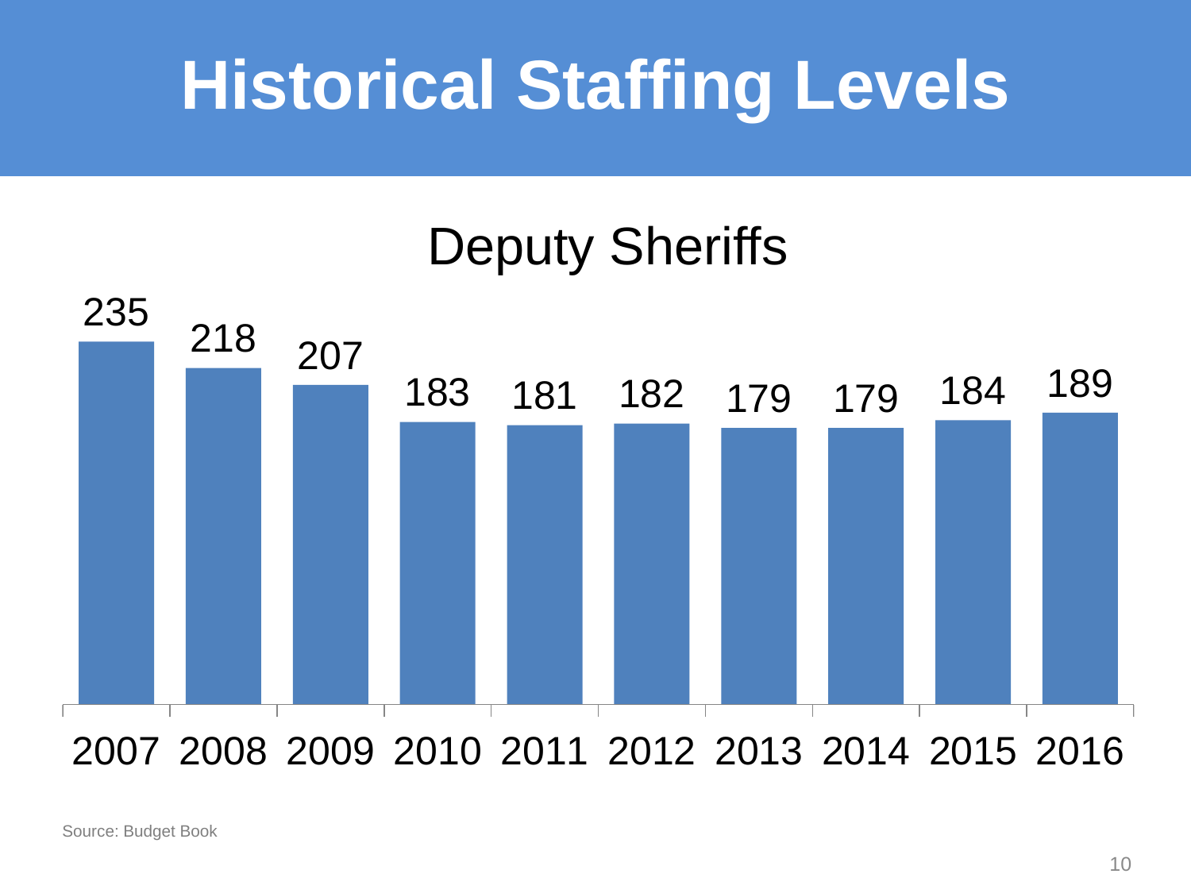# Historical Staffing Levels

## Deputy Sheriffs

| Year | Deputy Sheriffs |
| --- | --- |
| 2007 | 235 |
| 2008 | 218 |
| 2009 | 207 |
| 2010 | 183 |
| 2011 | 181 |
| 2012 | 182 |
| 2013 | 179 |
| 2014 | 179 |
| 2015 | 184 |
| 2016 | 189 |

Source: Budget Book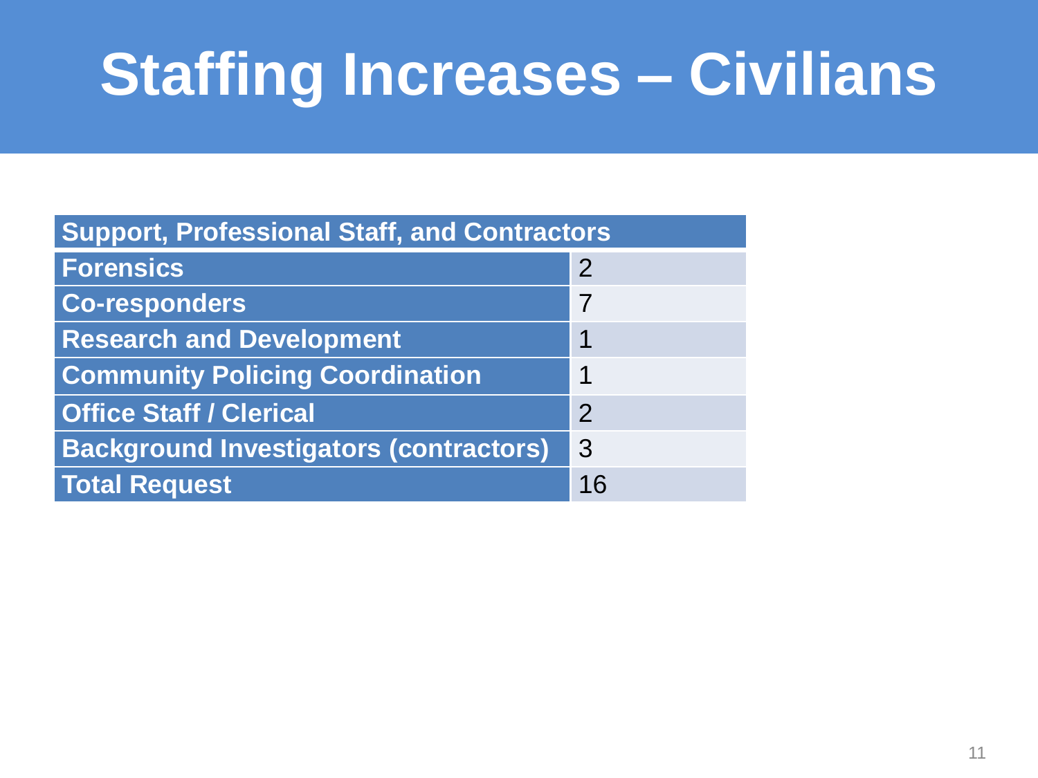# Staffing Increases – Civilians

| Support, Professional Staff, and Contractors | |
|---|---|
| **Forensics** | 2 |
| **Co-responders** | 7 |
| **Research and Development** | 1 |
| **Community Policing Coordination** | 1 |
| **Office Staff / Clerical** | 2 |
| **Background Investigators (contractors)** | 3 |
| **Total Request** | 16 |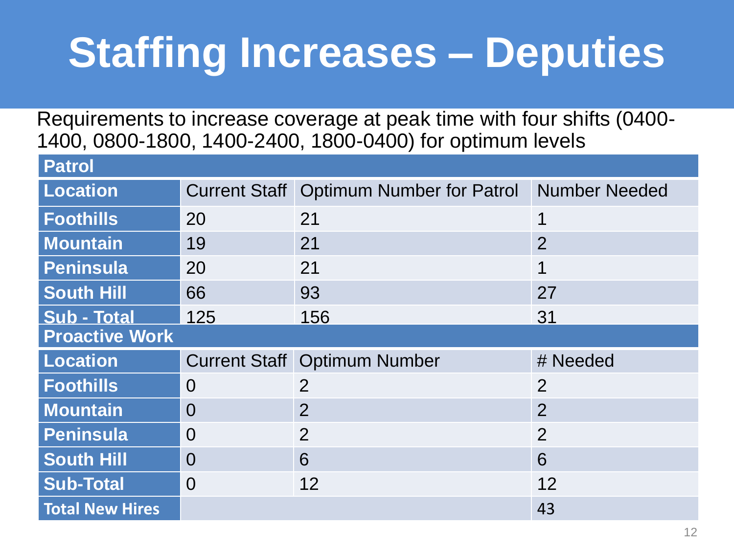# Staffing Increases – Deputies

Requirements to increase coverage at peak time with four shifts (0400-1400, 0800-1800, 1400-2400, 1800-0400) for optimum levels

| Patrol | | | |
|---|---|---|---|
| **Location** | Current Staff | Optimum Number for Patrol | Number Needed |
| **Foothills** | 20 | 21 | 1 |
| **Mountain** | 19 | 21 | 2 |
| **Peninsula** | 20 | 21 | 1 |
| **South Hill** | 66 | 93 | 27 |
| **Sub - Total** | 125 | 156 | 31 |
| **Proactive Work** | | | |
| **Location** | Current Staff | Optimum Number | # Needed |
| **Foothills** | 0 | 2 | 2 |
| **Mountain** | 0 | 2 | 2 |
| **Peninsula** | 0 | 2 | 2 |
| **South Hill** | 0 | 6 | 6 |
| **Sub-Total** | 0 | 12 | 12 |
| **Total New Hires** | | | 43 |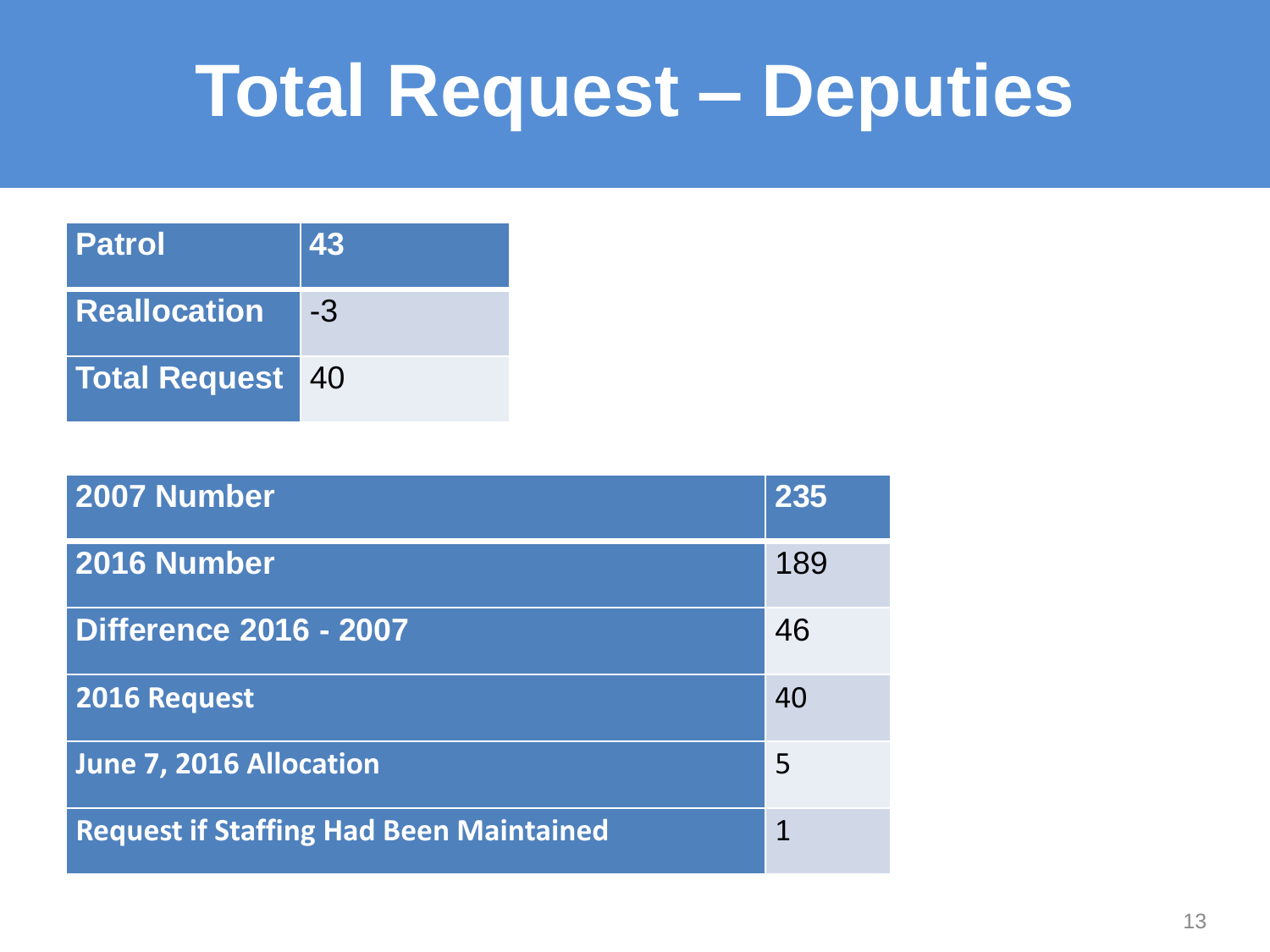# Total Request – Deputies

| Patrol | 43 |
|---|---|
| Reallocation | -3 |
| Total Request | 40 |

| 2007 Number | 235 |
|---|---|
| 2016 Number | 189 |
| Difference 2016 - 2007 | 46 |
| 2016 Request | 40 |
| June 7, 2016 Allocation | 5 |
| Request if Staffing Had Been Maintained | 1 |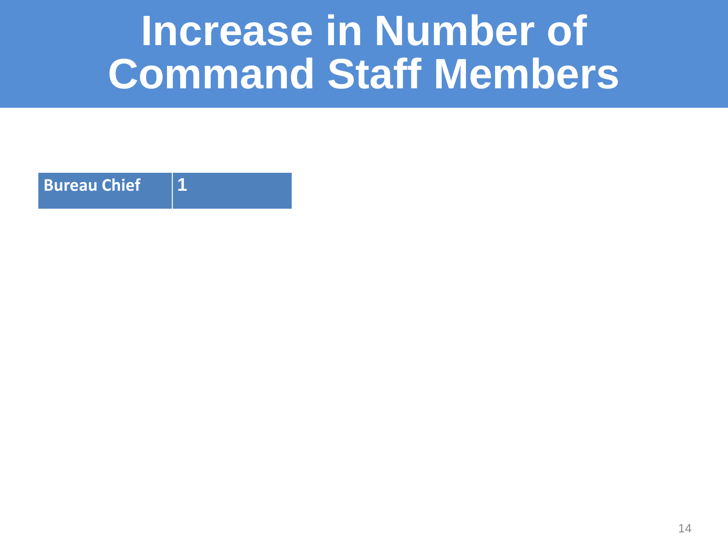# Increase in Number of Command Staff Members

| Bureau Chief | 1 |
|---|---|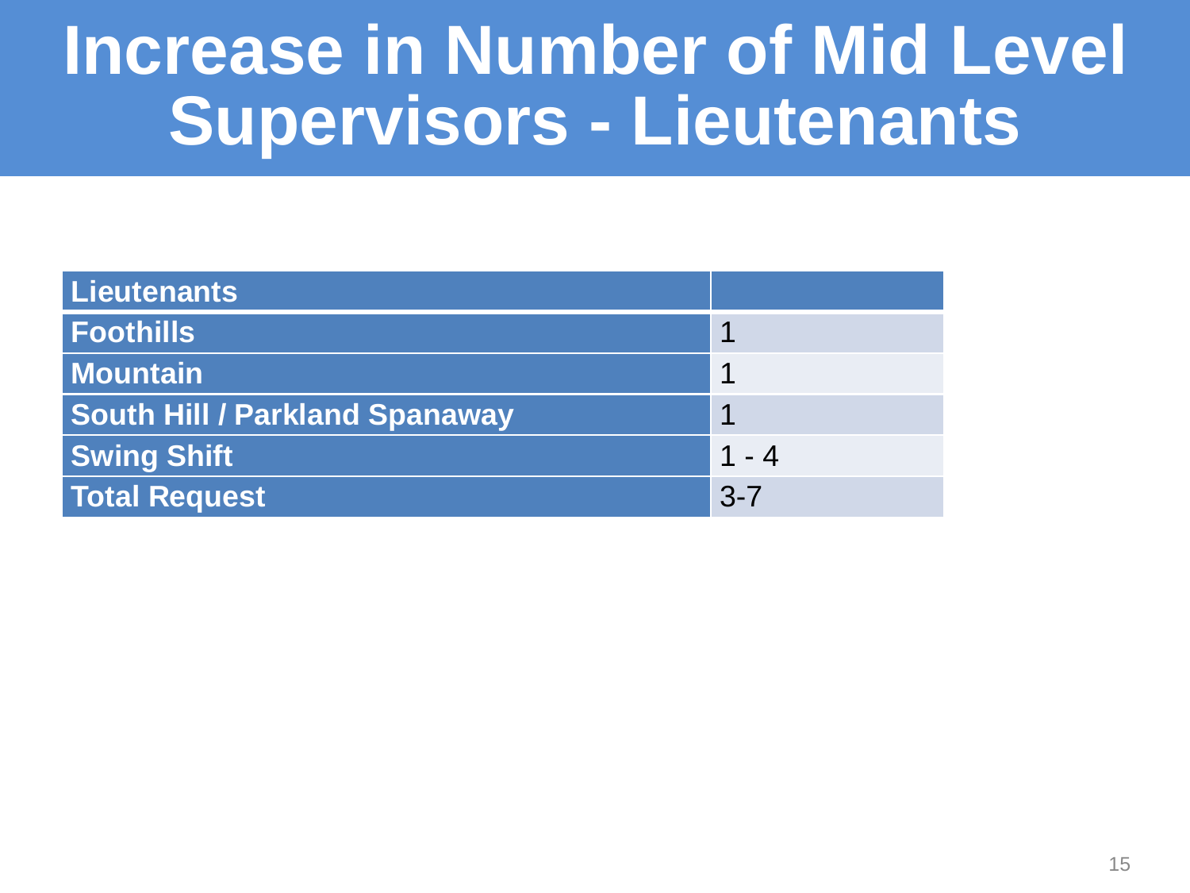# Increase in Number of Mid Level Supervisors - Lieutenants

| Lieutenants | |
|---|---|
| Foothills | 1 |
| Mountain | 1 |
| South Hill / Parkland Spanaway | 1 |
| Swing Shift | 1 - 4 |
| Total Request | 3-7 |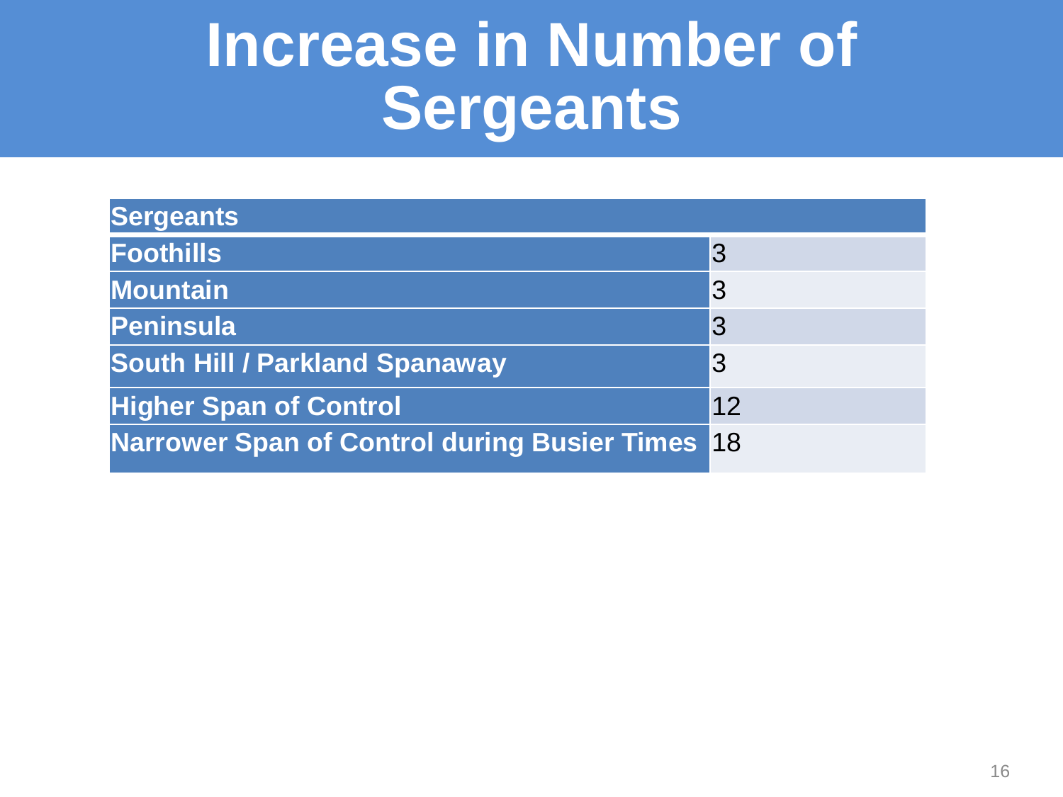# Increase in Number of Sergeants

| Sergeants | |
|---|---|
| Foothills | 3 |
| Mountain | 3 |
| Peninsula | 3 |
| South Hill / Parkland Spanaway | 3 |
| Higher Span of Control | 12 |
| Narrower Span of Control during Busier Times | 18 |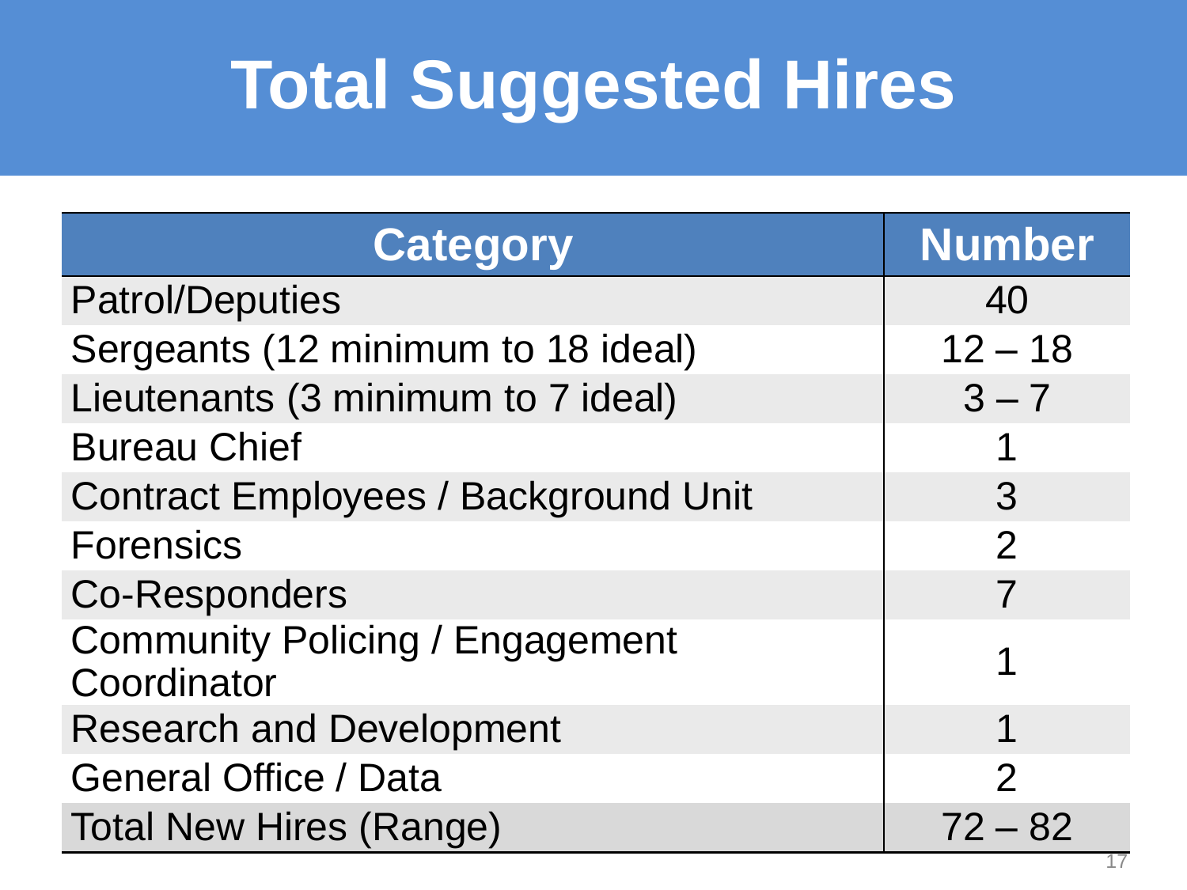# Total Suggested Hires

| Category | Number |
| --- | --- |
| Patrol/Deputies | 40 |
| Sergeants (12 minimum to 18 ideal) | 12 – 18 |
| Lieutenants (3 minimum to 7 ideal) | 3 – 7 |
| Bureau Chief | 1 |
| Contract Employees / Background Unit | 3 |
| Forensics | 2 |
| Co-Responders | 7 |
| Community Policing / Engagement Coordinator | 1 |
| Research and Development | 1 |
| General Office / Data | 2 |
| Total New Hires (Range) | 72 – 82 |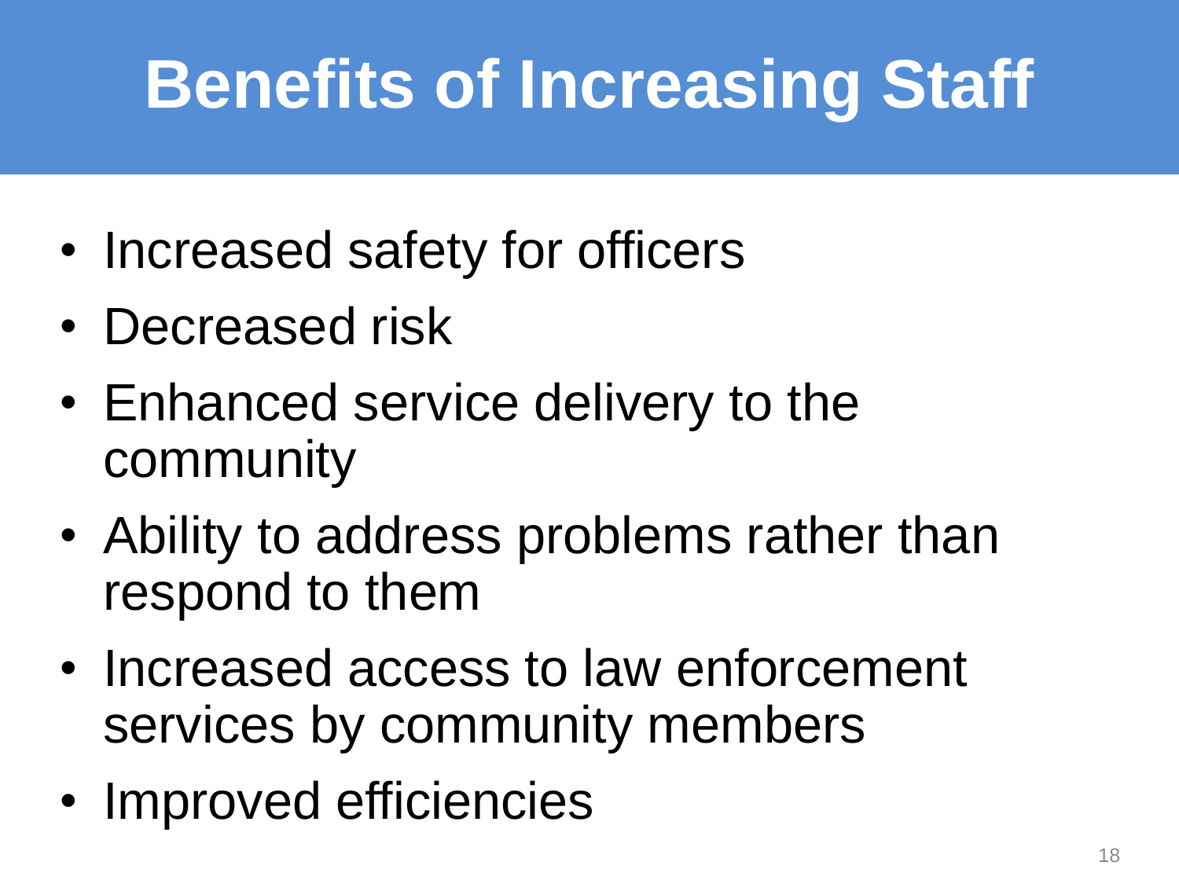# Benefits of Increasing Staff

- Increased safety for officers
- Decreased risk
- Enhanced service delivery to the community
- Ability to address problems rather than respond to them
- Increased access to law enforcement services by community members
- Improved efficiencies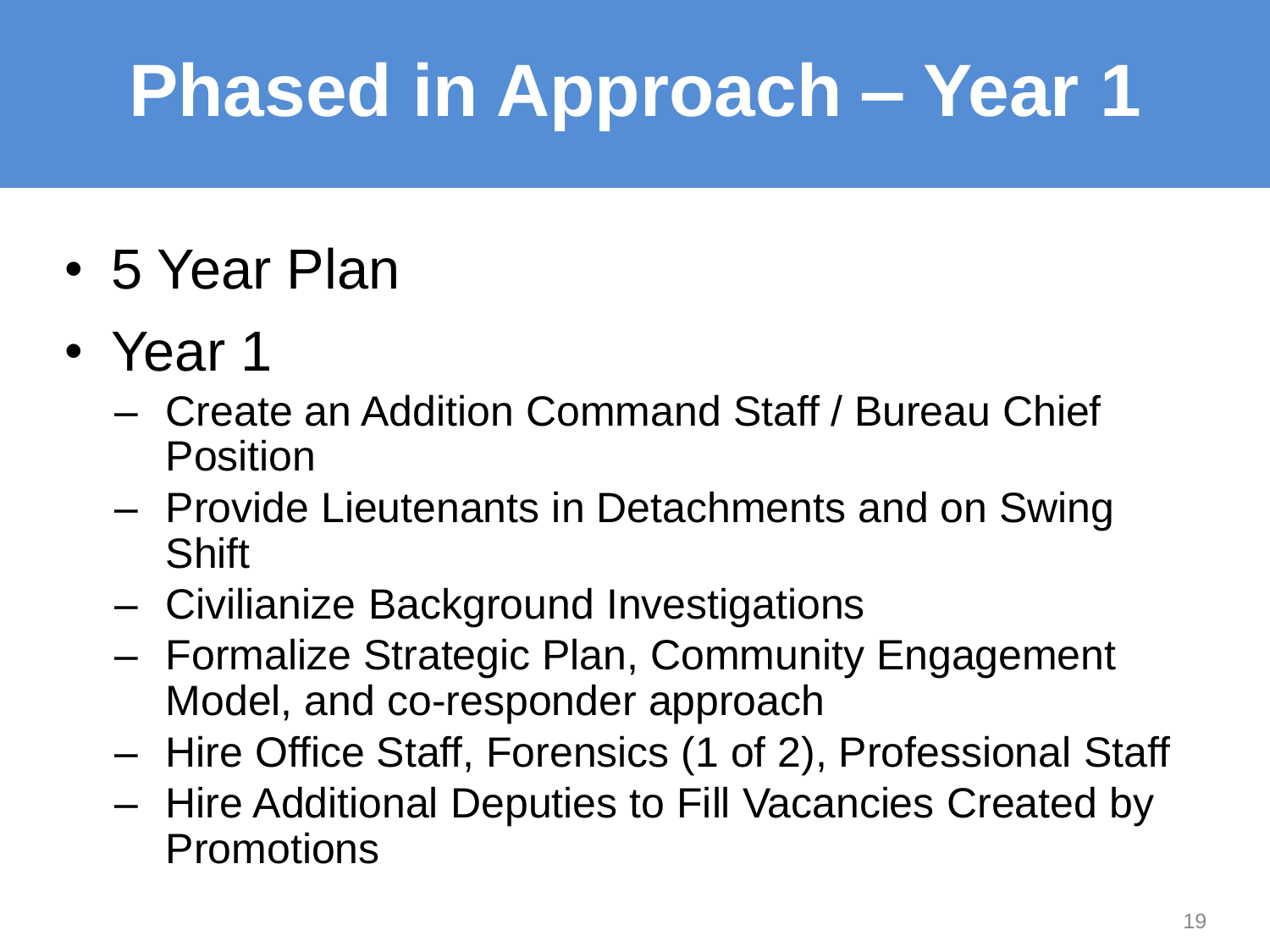# Phased in Approach – Year 1

- 5 Year Plan
- Year 1
  - Create an Addition Command Staff / Bureau Chief Position
  - Provide Lieutenants in Detachments and on Swing Shift
  - Civilianize Background Investigations
  - Formalize Strategic Plan, Community Engagement Model, and co-responder approach
  - Hire Office Staff, Forensics (1 of 2), Professional Staff
  - Hire Additional Deputies to Fill Vacancies Created by Promotions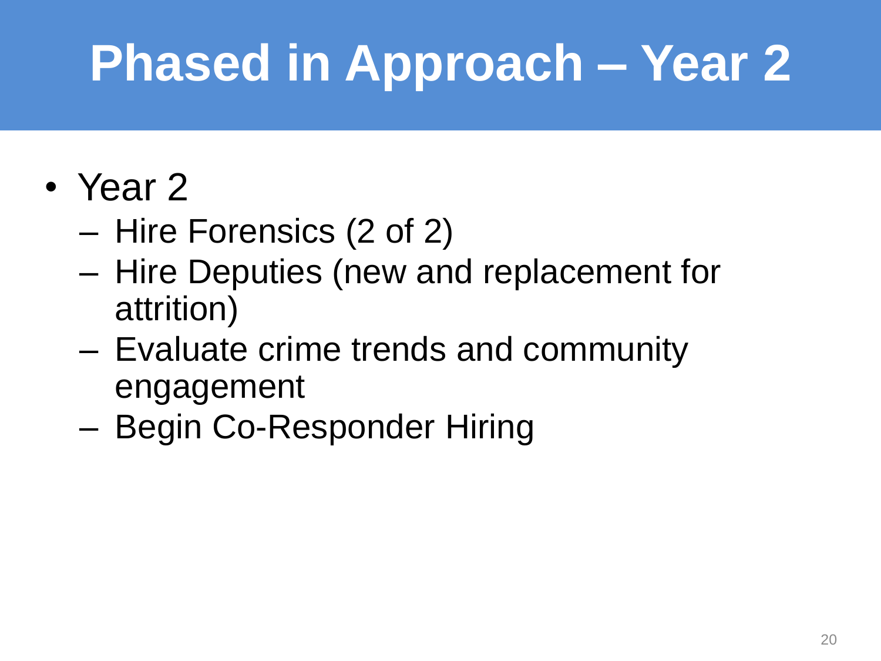# Phased in Approach – Year 2

- Year 2
  - Hire Forensics (2 of 2)
  - Hire Deputies (new and replacement for attrition)
  - Evaluate crime trends and community engagement
  - Begin Co-Responder Hiring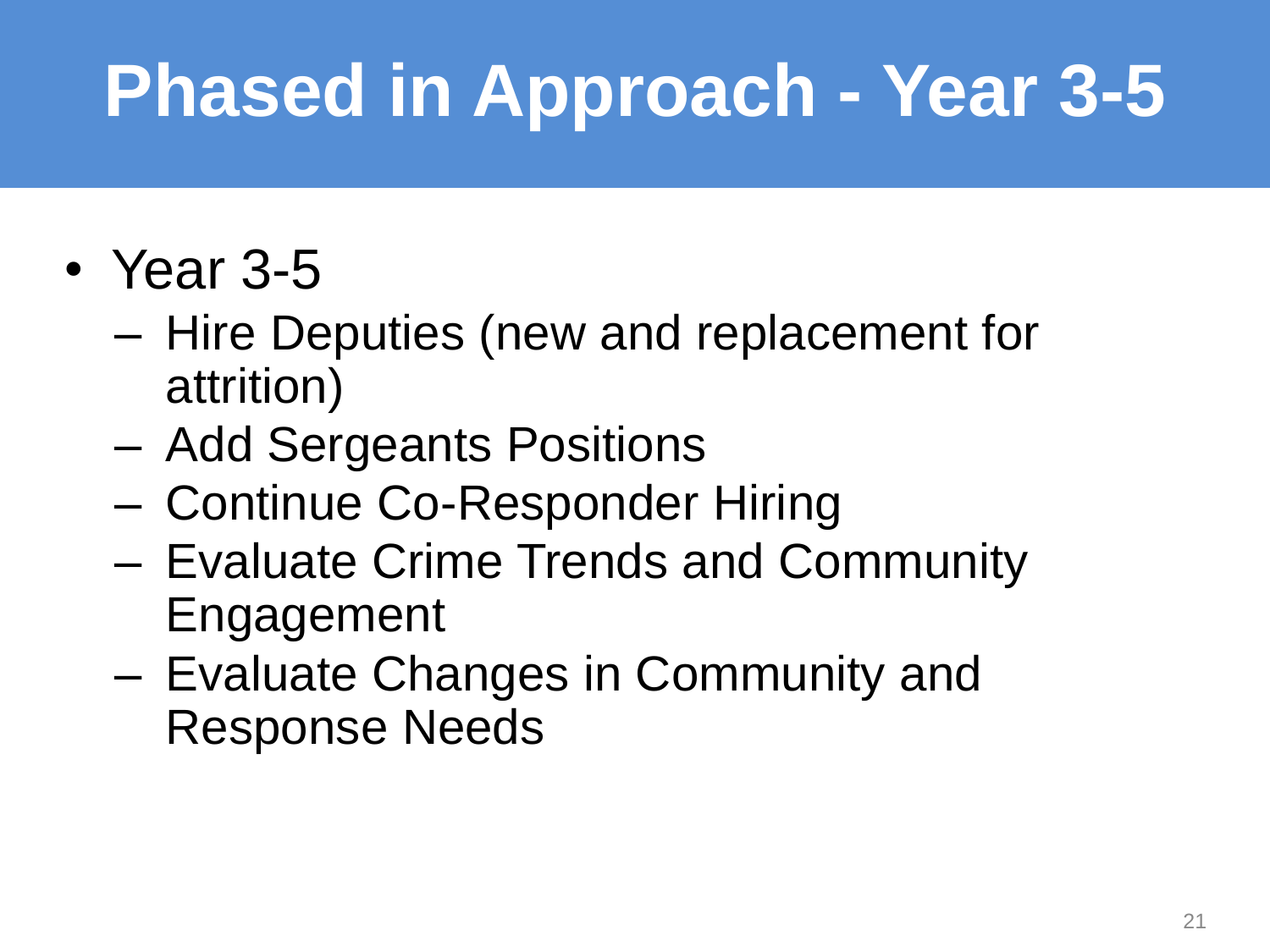# Phased in Approach - Year 3-5

- Year 3-5
  - Hire Deputies (new and replacement for attrition)
  - Add Sergeants Positions
  - Continue Co-Responder Hiring
  - Evaluate Crime Trends and Community Engagement
  - Evaluate Changes in Community and Response Needs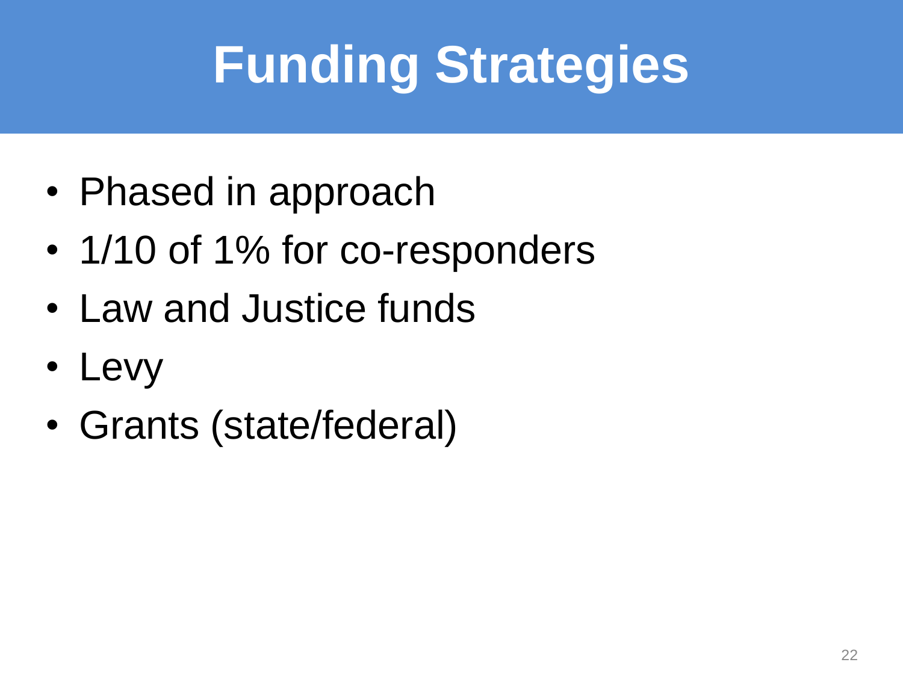# Funding Strategies

- Phased in approach
- 1/10 of 1% for co-responders
- Law and Justice funds
- Levy
- Grants (state/federal)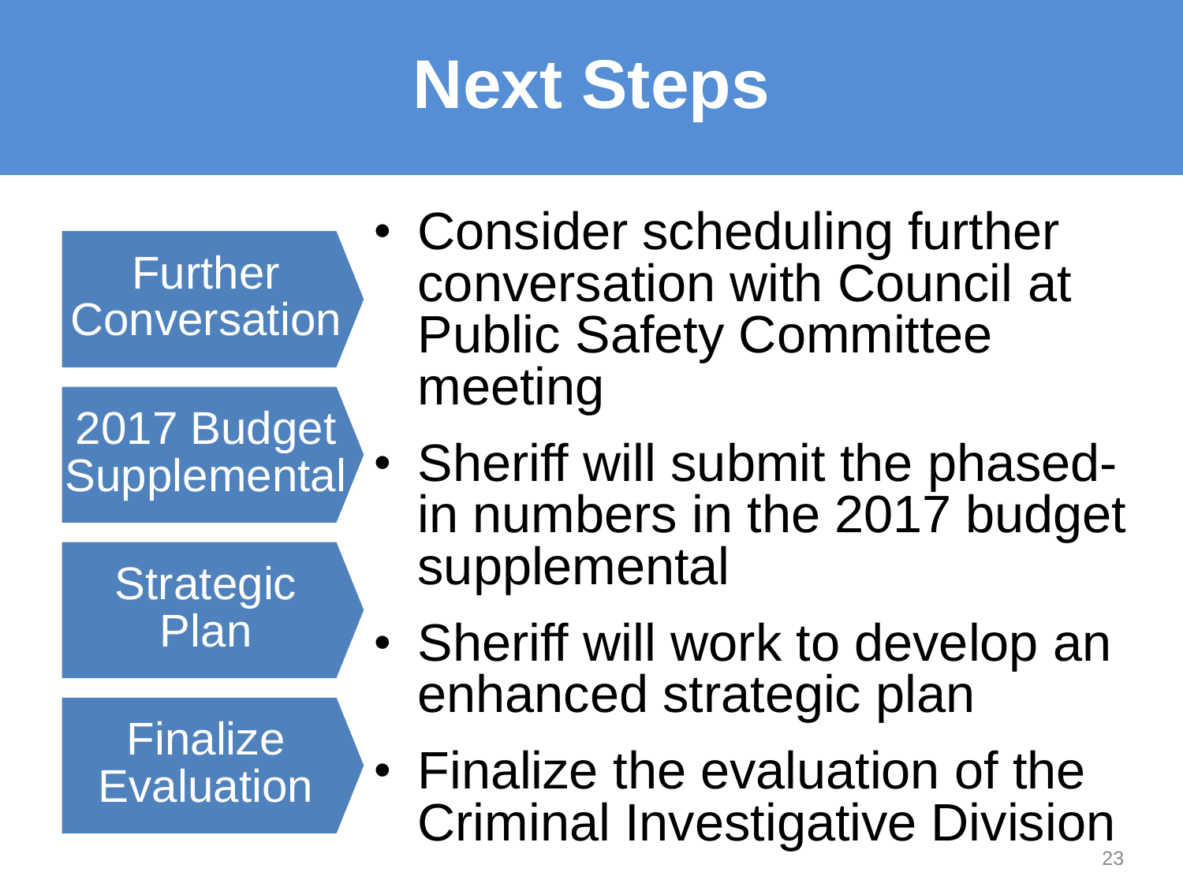# Next Steps

**Further Conversation**

- Consider scheduling further conversation with Council at Public Safety Committee meeting

**2017 Budget Supplemental**

- Sheriff will submit the phased-in numbers in the 2017 budget supplemental

**Strategic Plan**

- Sheriff will work to develop an enhanced strategic plan

**Finalize Evaluation**

- Finalize the evaluation of the Criminal Investigative Division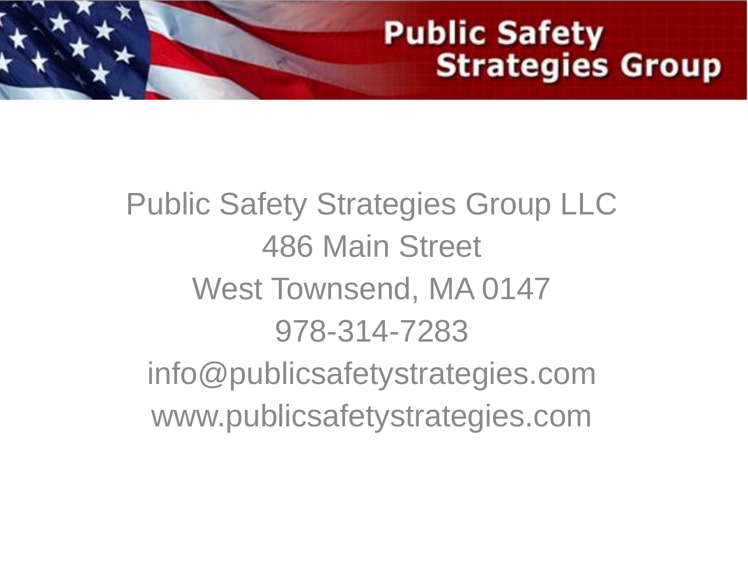# Public Safety Strategies Group

Public Safety Strategies Group LLC

486 Main Street

West Townsend, MA 0147

978-314-7283

info@publicsafetystrategies.com

www.publicsafetystrategies.com